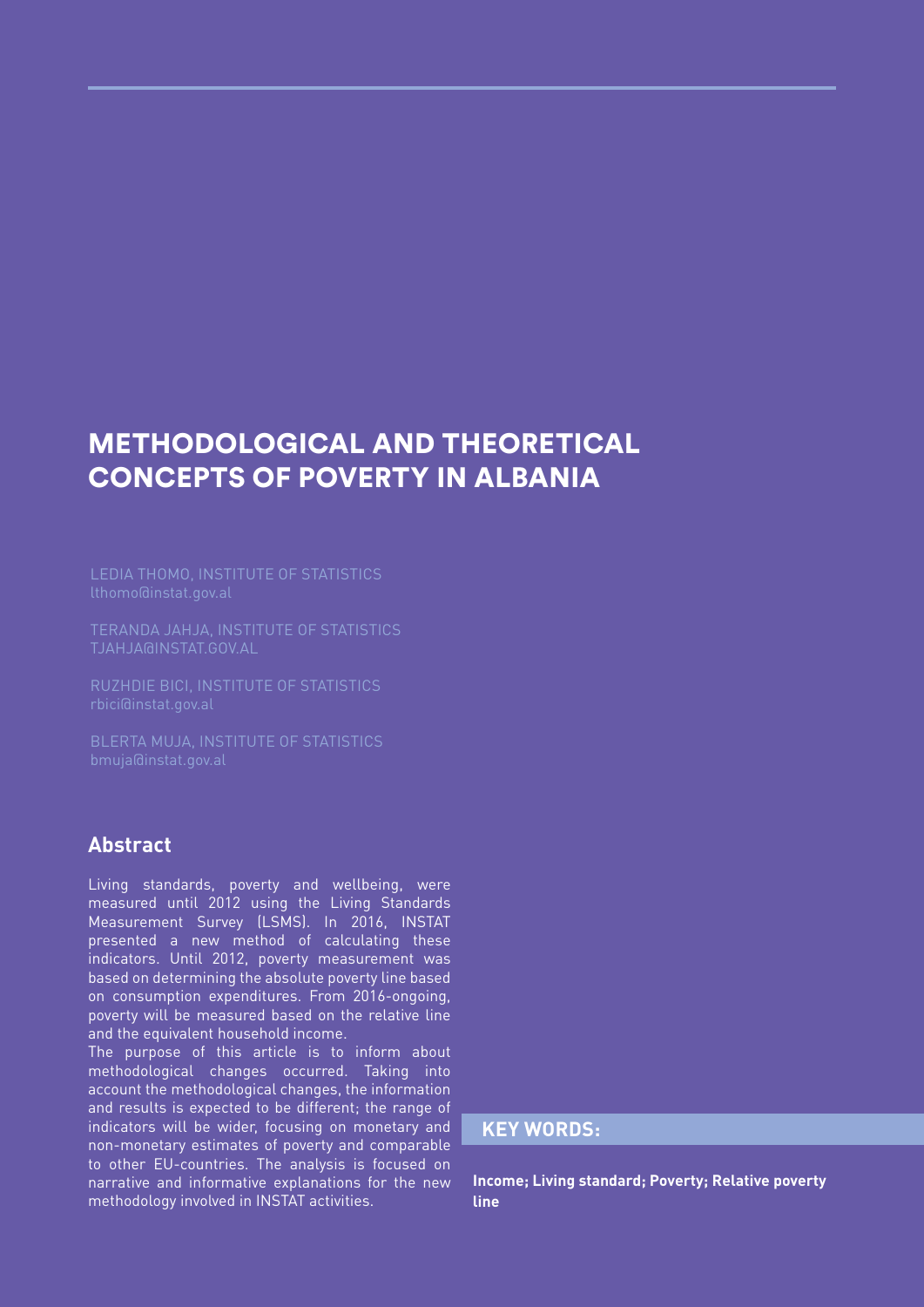# METHODOLOGICAL AND THEORETICAL CONCEPTS OF POVERTY IN ALBANIA

LEDIA THOMO, INSTITUTE OF STATISTICS
lthomo@instat.gov.al

TERANDA JAHJA, INSTITUTE OF STATISTICS
TJAHJA@INSTAT.GOV.AL

RUZHDIE BICI, INSTITUTE OF STATISTICS
rbici@instat.gov.al

BLERTA MUJA, INSTITUTE OF STATISTICS
bmuja@instat.gov.al

## Abstract

Living standards, poverty and wellbeing, were measured until 2012 using the Living Standards Measurement Survey (LSMS). In 2016, INSTAT presented a new method of calculating these indicators. Until 2012, poverty measurement was based on determining the absolute poverty line based on consumption expenditures. From 2016-ongoing, poverty will be measured based on the relative line and the equivalent household income.

The purpose of this article is to inform about methodological changes occurred. Taking into account the methodological changes, the information and results is expected to be different; the range of indicators will be wider, focusing on monetary and non-monetary estimates of poverty and comparable to other EU-countries. The analysis is focused on narrative and informative explanations for the new methodology involved in INSTAT activities.

**KEY WORDS:**

**Income; Living standard; Poverty; Relative poverty line**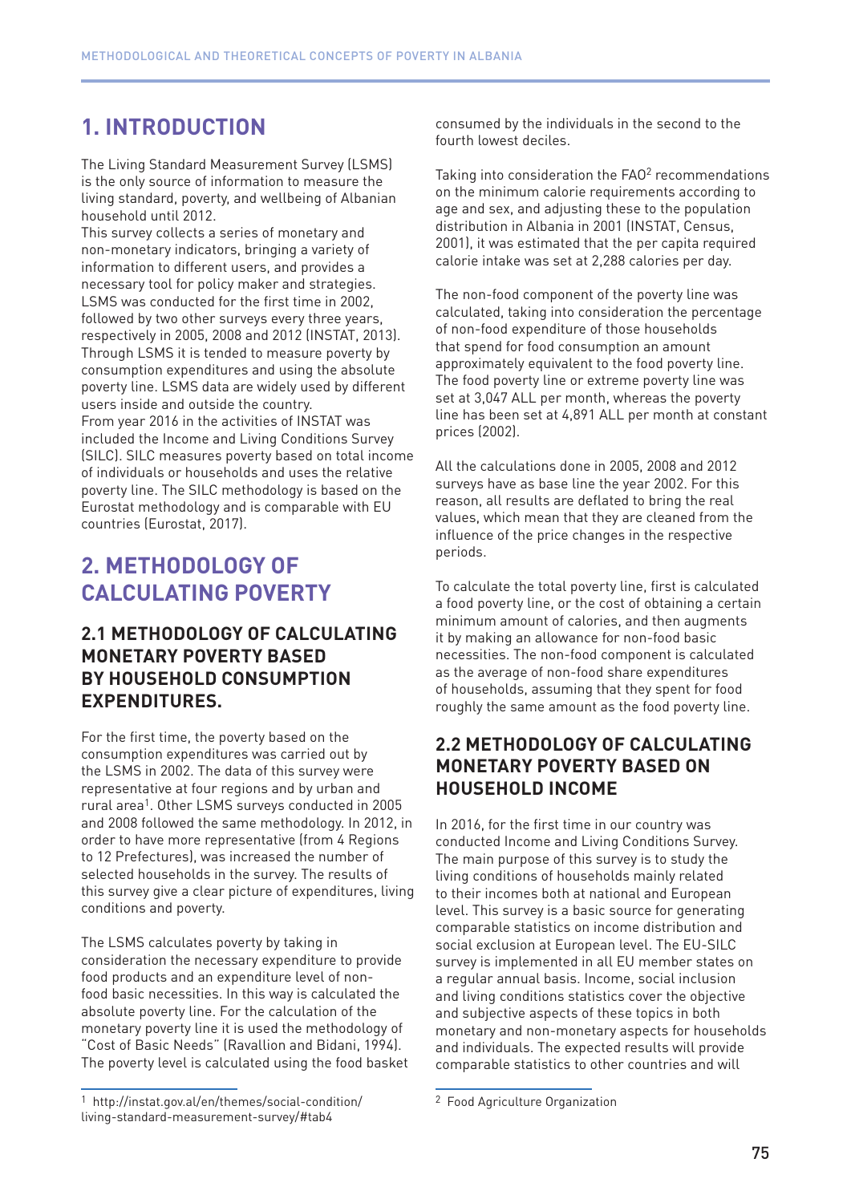# 1. INTRODUCTION

The Living Standard Measurement Survey (LSMS) is the only source of information to measure the living standard, poverty, and wellbeing of Albanian household until 2012.

This survey collects a series of monetary and non-monetary indicators, bringing a variety of information to different users, and provides a necessary tool for policy maker and strategies. LSMS was conducted for the first time in 2002, followed by two other surveys every three years, respectively in 2005, 2008 and 2012 (INSTAT, 2013). Through LSMS it is tended to measure poverty by consumption expenditures and using the absolute poverty line. LSMS data are widely used by different users inside and outside the country.

From year 2016 in the activities of INSTAT was included the Income and Living Conditions Survey (SILC). SILC measures poverty based on total income of individuals or households and uses the relative poverty line. The SILC methodology is based on the Eurostat methodology and is comparable with EU countries (Eurostat, 2017).

# 2. METHODOLOGY OF CALCULATING POVERTY

## 2.1 METHODOLOGY OF CALCULATING MONETARY POVERTY BASED BY HOUSEHOLD CONSUMPTION EXPENDITURES.

For the first time, the poverty based on the consumption expenditures was carried out by the LSMS in 2002. The data of this survey were representative at four regions and by urban and rural area[1]. Other LSMS surveys conducted in 2005 and 2008 followed the same methodology. In 2012, in order to have more representative (from 4 Regions to 12 Prefectures), was increased the number of selected households in the survey. The results of this survey give a clear picture of expenditures, living conditions and poverty.

The LSMS calculates poverty by taking in consideration the necessary expenditure to provide food products and an expenditure level of non-food basic necessities. In this way is calculated the absolute poverty line. For the calculation of the monetary poverty line it is used the methodology of "Cost of Basic Needs" (Ravallion and Bidani, 1994). The poverty level is calculated using the food basket consumed by the individuals in the second to the fourth lowest deciles.

Taking into consideration the FAO[2] recommendations on the minimum calorie requirements according to age and sex, and adjusting these to the population distribution in Albania in 2001 (INSTAT, Census, 2001), it was estimated that the per capita required calorie intake was set at 2,288 calories per day.

The non-food component of the poverty line was calculated, taking into consideration the percentage of non-food expenditure of those households that spend for food consumption an amount approximately equivalent to the food poverty line. The food poverty line or extreme poverty line was set at 3,047 ALL per month, whereas the poverty line has been set at 4,891 ALL per month at constant prices (2002).

All the calculations done in 2005, 2008 and 2012 surveys have as base line the year 2002. For this reason, all results are deflated to bring the real values, which mean that they are cleaned from the influence of the price changes in the respective periods.

To calculate the total poverty line, first is calculated a food poverty line, or the cost of obtaining a certain minimum amount of calories, and then augments it by making an allowance for non-food basic necessities. The non-food component is calculated as the average of non-food share expenditures of households, assuming that they spent for food roughly the same amount as the food poverty line.

## 2.2 METHODOLOGY OF CALCULATING MONETARY POVERTY BASED ON HOUSEHOLD INCOME

In 2016, for the first time in our country was conducted Income and Living Conditions Survey. The main purpose of this survey is to study the living conditions of households mainly related to their incomes both at national and European level. This survey is a basic source for generating comparable statistics on income distribution and social exclusion at European level. The EU-SILC survey is implemented in all EU member states on a regular annual basis. Income, social inclusion and living conditions statistics cover the objective and subjective aspects of these topics in both monetary and non-monetary aspects for households and individuals. The expected results will provide comparable statistics to other countries and will

---

[1] http://instat.gov.al/en/themes/social-condition/living-standard-measurement-survey/#tab4

[2] Food Agriculture Organization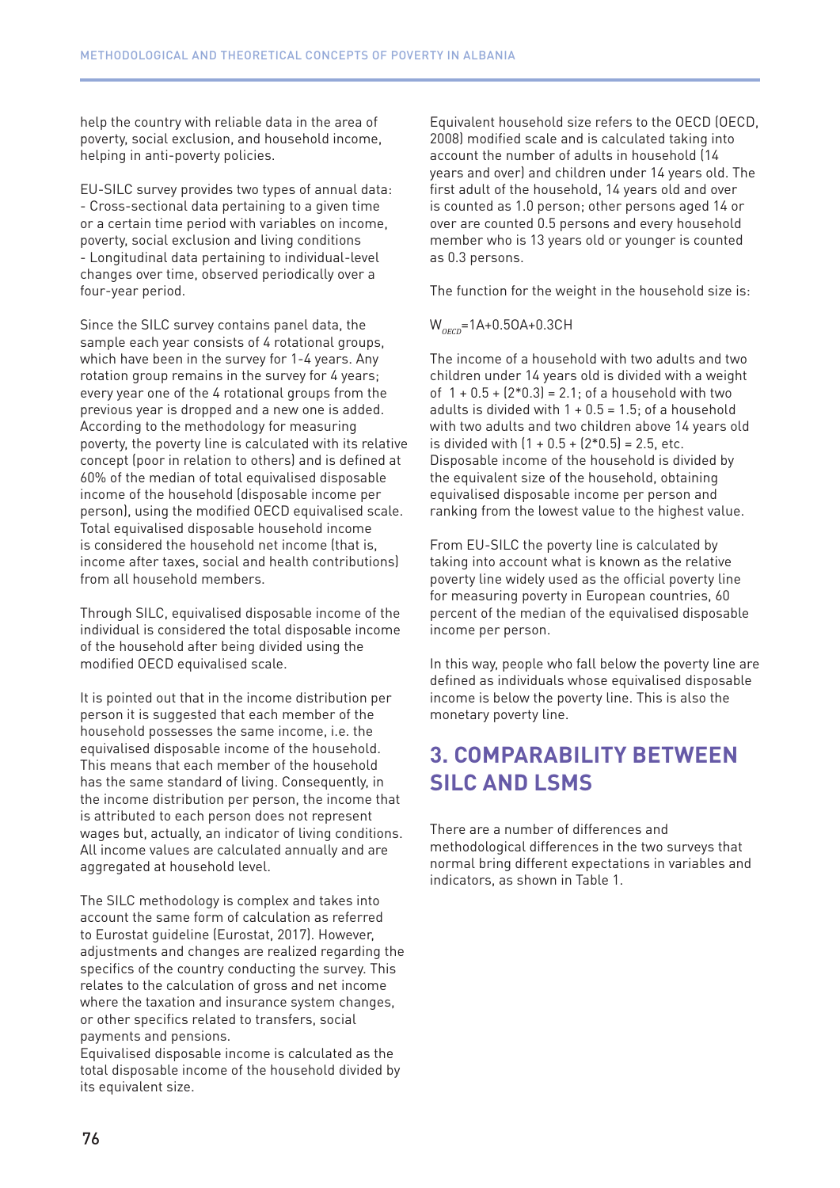help the country with reliable data in the area of poverty, social exclusion, and household income, helping in anti-poverty policies.

EU-SILC survey provides two types of annual data:
- Cross-sectional data pertaining to a given time or a certain time period with variables on income, poverty, social exclusion and living conditions
- Longitudinal data pertaining to individual-level changes over time, observed periodically over a four-year period.

Since the SILC survey contains panel data, the sample each year consists of 4 rotational groups, which have been in the survey for 1-4 years. Any rotation group remains in the survey for 4 years; every year one of the 4 rotational groups from the previous year is dropped and a new one is added. According to the methodology for measuring poverty, the poverty line is calculated with its relative concept (poor in relation to others) and is defined at 60% of the median of total equivalised disposable income of the household (disposable income per person), using the modified OECD equivalised scale. Total equivalised disposable household income is considered the household net income (that is, income after taxes, social and health contributions) from all household members.

Through SILC, equivalised disposable income of the individual is considered the total disposable income of the household after being divided using the modified OECD equivalised scale.

It is pointed out that in the income distribution per person it is suggested that each member of the household possesses the same income, i.e. the equivalised disposable income of the household. This means that each member of the household has the same standard of living. Consequently, in the income distribution per person, the income that is attributed to each person does not represent wages but, actually, an indicator of living conditions. All income values are calculated annually and are aggregated at household level.

The SILC methodology is complex and takes into account the same form of calculation as referred to Eurostat guideline (Eurostat, 2017). However, adjustments and changes are realized regarding the specifics of the country conducting the survey. This relates to the calculation of gross and net income where the taxation and insurance system changes, or other specifics related to transfers, social payments and pensions.
Equivalised disposable income is calculated as the total disposable income of the household divided by its equivalent size.

Equivalent household size refers to the OECD (OECD, 2008) modified scale and is calculated taking into account the number of adults in household (14 years and over) and children under 14 years old. The first adult of the household, 14 years old and over is counted as 1.0 person; other persons aged 14 or over are counted 0.5 persons and every household member who is 13 years old or younger is counted as 0.3 persons.

The function for the weight in the household size is:

$W_{OECD}$=1A+0.5OA+0.3CH

The income of a household with two adults and two children under 14 years old is divided with a weight of 1 + 0.5 + (2*0.3) = 2.1; of a household with two adults is divided with 1 + 0.5 = 1.5; of a household with two adults and two children above 14 years old is divided with (1 + 0.5 + (2*0.5) = 2.5, etc.
Disposable income of the household is divided by the equivalent size of the household, obtaining equivalised disposable income per person and ranking from the lowest value to the highest value.

From EU-SILC the poverty line is calculated by taking into account what is known as the relative poverty line widely used as the official poverty line for measuring poverty in European countries, 60 percent of the median of the equivalised disposable income per person.

In this way, people who fall below the poverty line are defined as individuals whose equivalised disposable income is below the poverty line. This is also the monetary poverty line.

## 3. COMPARABILITY BETWEEN SILC AND LSMS

There are a number of differences and methodological differences in the two surveys that normal bring different expectations in variables and indicators, as shown in Table 1.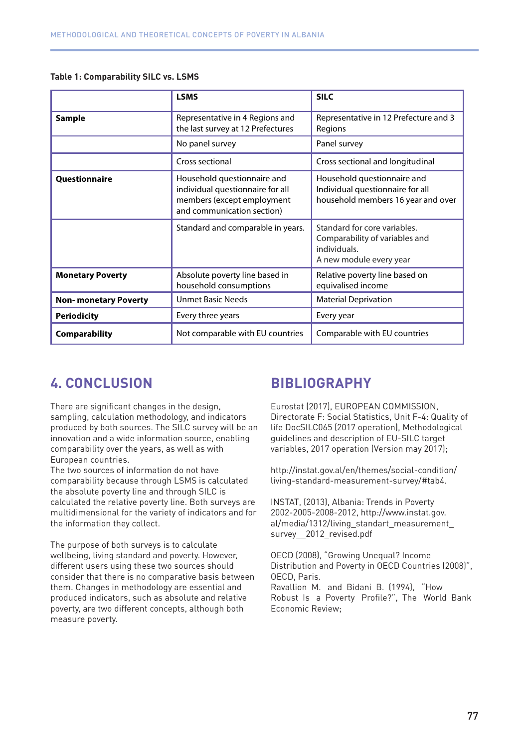**Table 1: Comparability SILC vs. LSMS**

| | LSMS | SILC |
|---|---|---|
| **Sample** | Representative in 4 Regions and the last survey at 12 Prefectures | Representative in 12 Prefecture and 3 Regions |
| | No panel survey | Panel survey |
| | Cross sectional | Cross sectional and longitudinal |
| **Questionnaire** | Household questionnaire and individual questionnaire for all members (except employment and communication section) | Household questionnaire and Individual questionnaire for all household members 16 year and over |
| | Standard and comparable in years. | Standard for core variables. Comparability of variables and individuals. A new module every year |
| **Monetary Poverty** | Absolute poverty line based in household consumptions | Relative poverty line based on equivalised income |
| **Non- monetary Poverty** | Unmet Basic Needs | Material Deprivation |
| **Periodicity** | Every three years | Every year |
| **Comparability** | Not comparable with EU countries | Comparable with EU countries |

## 4. CONCLUSION

There are significant changes in the design, sampling, calculation methodology, and indicators produced by both sources. The SILC survey will be an innovation and a wide information source, enabling comparability over the years, as well as with European countries.
The two sources of information do not have comparability because through LSMS is calculated the absolute poverty line and through SILC is calculated the relative poverty line. Both surveys are multidimensional for the variety of indicators and for the information they collect.

The purpose of both surveys is to calculate wellbeing, living standard and poverty. However, different users using these two sources should consider that there is no comparative basis between them. Changes in methodology are essential and produced indicators, such as absolute and relative poverty, are two different concepts, although both measure poverty.

## BIBLIOGRAPHY

Eurostat (2017), EUROPEAN COMMISSION, Directorate F: Social Statistics, Unit F-4: Quality of life DocSILC065 (2017 operation), Methodological guidelines and description of EU-SILC target variables, 2017 operation (Version may 2017);

http://instat.gov.al/en/themes/social-condition/living-standard-measurement-survey/#tab4.

INSTAT, (2013), Albania: Trends in Poverty 2002-2005-2008-2012, http://www.instat.gov.al/media/1312/living_standart_measurement_survey__2012_revised.pdf

OECD (2008), "Growing Unequal? Income Distribution and Poverty in OECD Countries (2008)", OECD, Paris.
Ravallion M. and Bidani B. (1994), "How Robust Is a Poverty Profile?", The World Bank Economic Review;